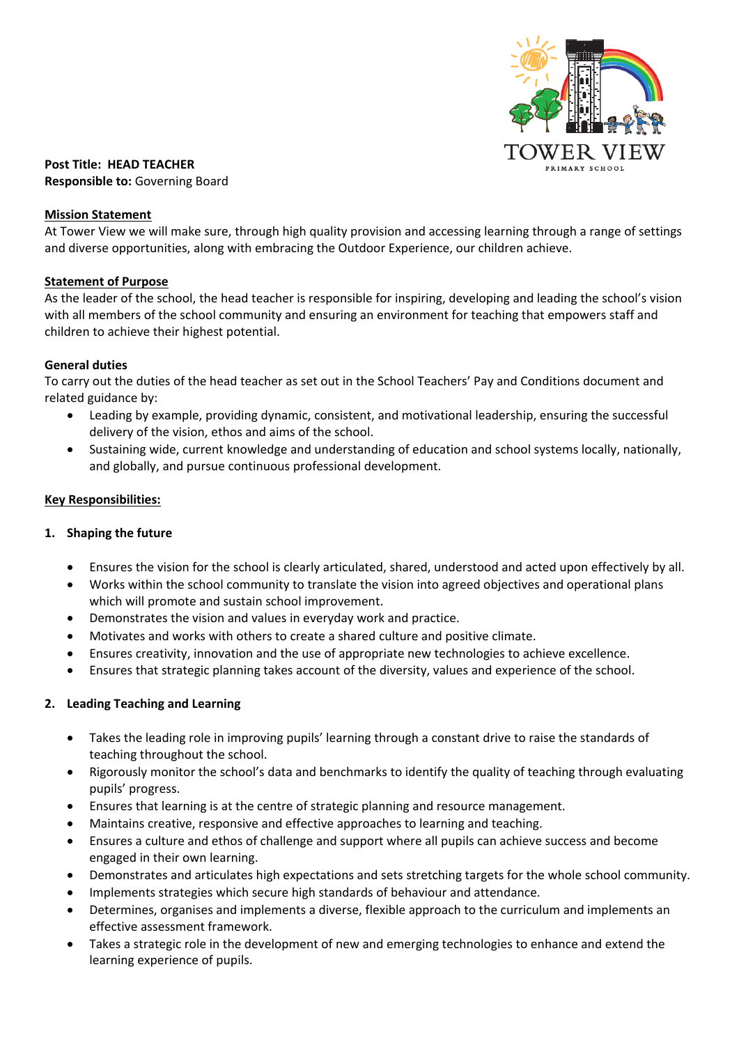**Post Title: HEAD TEACHER**
**Responsible to:** Governing Board

**Mission Statement**

At Tower View we will make sure, through high quality provision and accessing learning through a range of settings and diverse opportunities, along with embracing the Outdoor Experience, our children achieve.

**Statement of Purpose**

As the leader of the school, the head teacher is responsible for inspiring, developing and leading the school's vision with all members of the school community and ensuring an environment for teaching that empowers staff and children to achieve their highest potential.

**General duties**

To carry out the duties of the head teacher as set out in the School Teachers' Pay and Conditions document and related guidance by:

- Leading by example, providing dynamic, consistent, and motivational leadership, ensuring the successful delivery of the vision, ethos and aims of the school.
- Sustaining wide, current knowledge and understanding of education and school systems locally, nationally, and globally, and pursue continuous professional development.

**Key Responsibilities:**

**1. Shaping the future**

- Ensures the vision for the school is clearly articulated, shared, understood and acted upon effectively by all.
- Works within the school community to translate the vision into agreed objectives and operational plans which will promote and sustain school improvement.
- Demonstrates the vision and values in everyday work and practice.
- Motivates and works with others to create a shared culture and positive climate.
- Ensures creativity, innovation and the use of appropriate new technologies to achieve excellence.
- Ensures that strategic planning takes account of the diversity, values and experience of the school.

**2. Leading Teaching and Learning**

- Takes the leading role in improving pupils' learning through a constant drive to raise the standards of teaching throughout the school.
- Rigorously monitor the school's data and benchmarks to identify the quality of teaching through evaluating pupils' progress.
- Ensures that learning is at the centre of strategic planning and resource management.
- Maintains creative, responsive and effective approaches to learning and teaching.
- Ensures a culture and ethos of challenge and support where all pupils can achieve success and become engaged in their own learning.
- Demonstrates and articulates high expectations and sets stretching targets for the whole school community.
- Implements strategies which secure high standards of behaviour and attendance.
- Determines, organises and implements a diverse, flexible approach to the curriculum and implements an effective assessment framework.
- Takes a strategic role in the development of new and emerging technologies to enhance and extend the learning experience of pupils.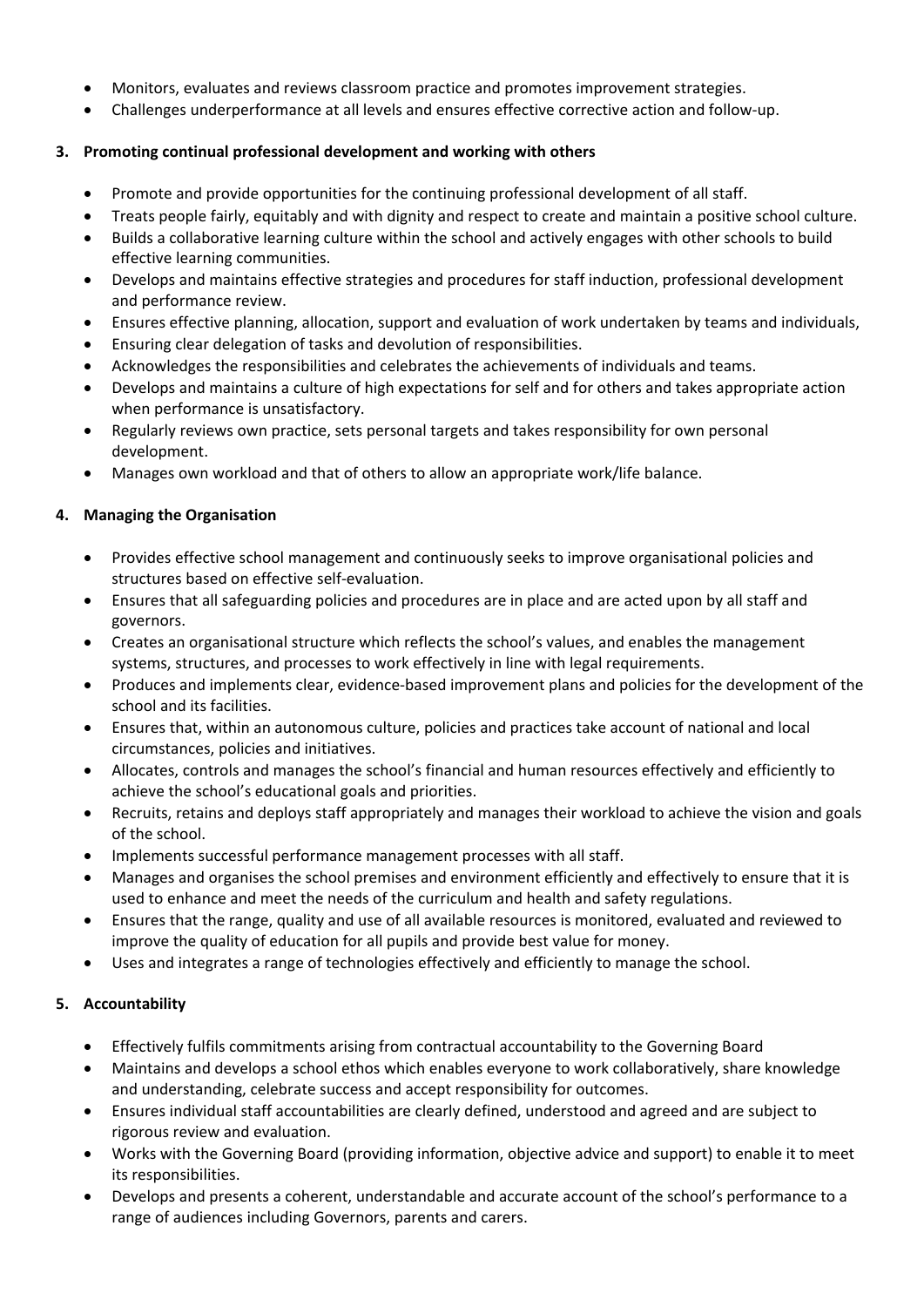- Monitors, evaluates and reviews classroom practice and promotes improvement strategies.
- Challenges underperformance at all levels and ensures effective corrective action and follow-up.

**3. Promoting continual professional development and working with others**

- Promote and provide opportunities for the continuing professional development of all staff.
- Treats people fairly, equitably and with dignity and respect to create and maintain a positive school culture.
- Builds a collaborative learning culture within the school and actively engages with other schools to build effective learning communities.
- Develops and maintains effective strategies and procedures for staff induction, professional development and performance review.
- Ensures effective planning, allocation, support and evaluation of work undertaken by teams and individuals,
- Ensuring clear delegation of tasks and devolution of responsibilities.
- Acknowledges the responsibilities and celebrates the achievements of individuals and teams.
- Develops and maintains a culture of high expectations for self and for others and takes appropriate action when performance is unsatisfactory.
- Regularly reviews own practice, sets personal targets and takes responsibility for own personal development.
- Manages own workload and that of others to allow an appropriate work/life balance.

**4. Managing the Organisation**

- Provides effective school management and continuously seeks to improve organisational policies and structures based on effective self-evaluation.
- Ensures that all safeguarding policies and procedures are in place and are acted upon by all staff and governors.
- Creates an organisational structure which reflects the school's values, and enables the management systems, structures, and processes to work effectively in line with legal requirements.
- Produces and implements clear, evidence-based improvement plans and policies for the development of the school and its facilities.
- Ensures that, within an autonomous culture, policies and practices take account of national and local circumstances, policies and initiatives.
- Allocates, controls and manages the school's financial and human resources effectively and efficiently to achieve the school's educational goals and priorities.
- Recruits, retains and deploys staff appropriately and manages their workload to achieve the vision and goals of the school.
- Implements successful performance management processes with all staff.
- Manages and organises the school premises and environment efficiently and effectively to ensure that it is used to enhance and meet the needs of the curriculum and health and safety regulations.
- Ensures that the range, quality and use of all available resources is monitored, evaluated and reviewed to improve the quality of education for all pupils and provide best value for money.
- Uses and integrates a range of technologies effectively and efficiently to manage the school.

**5. Accountability**

- Effectively fulfils commitments arising from contractual accountability to the Governing Board
- Maintains and develops a school ethos which enables everyone to work collaboratively, share knowledge and understanding, celebrate success and accept responsibility for outcomes.
- Ensures individual staff accountabilities are clearly defined, understood and agreed and are subject to rigorous review and evaluation.
- Works with the Governing Board (providing information, objective advice and support) to enable it to meet its responsibilities.
- Develops and presents a coherent, understandable and accurate account of the school's performance to a range of audiences including Governors, parents and carers.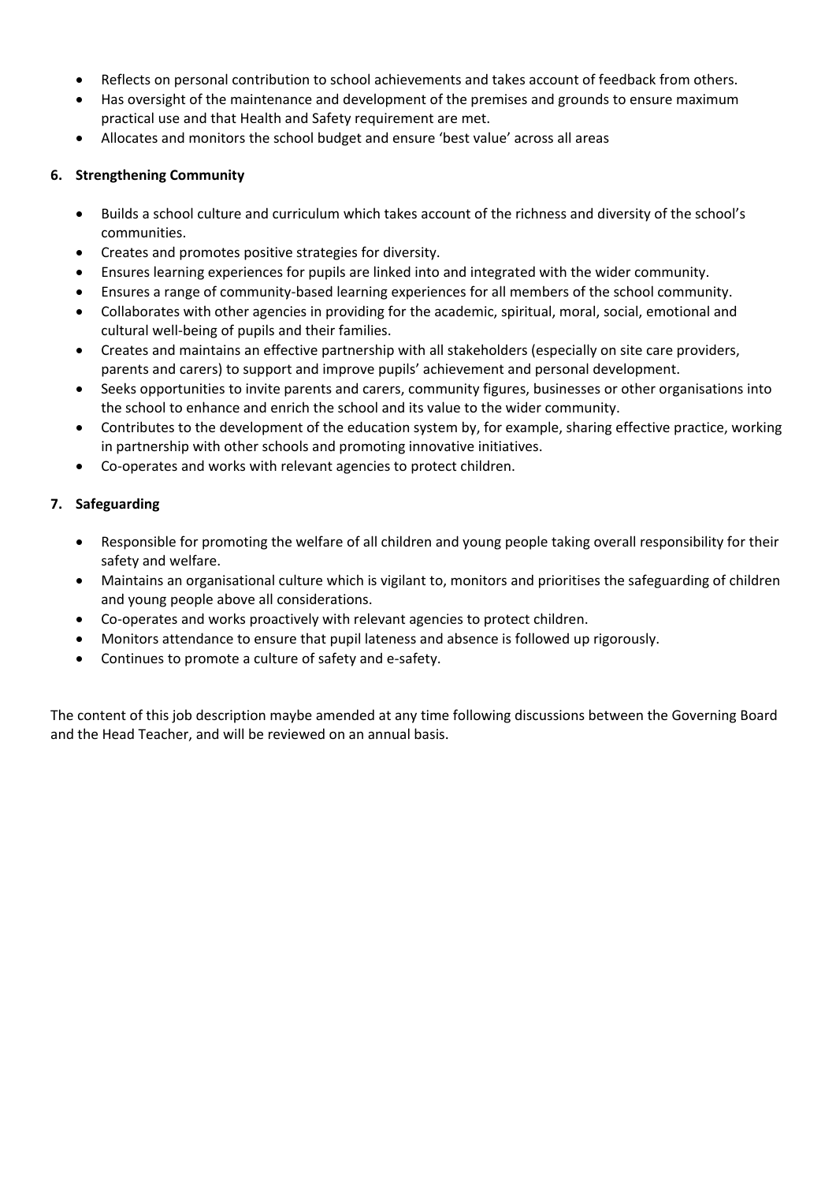- Reflects on personal contribution to school achievements and takes account of feedback from others.
- Has oversight of the maintenance and development of the premises and grounds to ensure maximum practical use and that Health and Safety requirement are met.
- Allocates and monitors the school budget and ensure 'best value' across all areas

**6. Strengthening Community**

- Builds a school culture and curriculum which takes account of the richness and diversity of the school's communities.
- Creates and promotes positive strategies for diversity.
- Ensures learning experiences for pupils are linked into and integrated with the wider community.
- Ensures a range of community-based learning experiences for all members of the school community.
- Collaborates with other agencies in providing for the academic, spiritual, moral, social, emotional and cultural well-being of pupils and their families.
- Creates and maintains an effective partnership with all stakeholders (especially on site care providers, parents and carers) to support and improve pupils' achievement and personal development.
- Seeks opportunities to invite parents and carers, community figures, businesses or other organisations into the school to enhance and enrich the school and its value to the wider community.
- Contributes to the development of the education system by, for example, sharing effective practice, working in partnership with other schools and promoting innovative initiatives.
- Co-operates and works with relevant agencies to protect children.

**7. Safeguarding**

- Responsible for promoting the welfare of all children and young people taking overall responsibility for their safety and welfare.
- Maintains an organisational culture which is vigilant to, monitors and prioritises the safeguarding of children and young people above all considerations.
- Co-operates and works proactively with relevant agencies to protect children.
- Monitors attendance to ensure that pupil lateness and absence is followed up rigorously.
- Continues to promote a culture of safety and e-safety.

The content of this job description maybe amended at any time following discussions between the Governing Board and the Head Teacher, and will be reviewed on an annual basis.